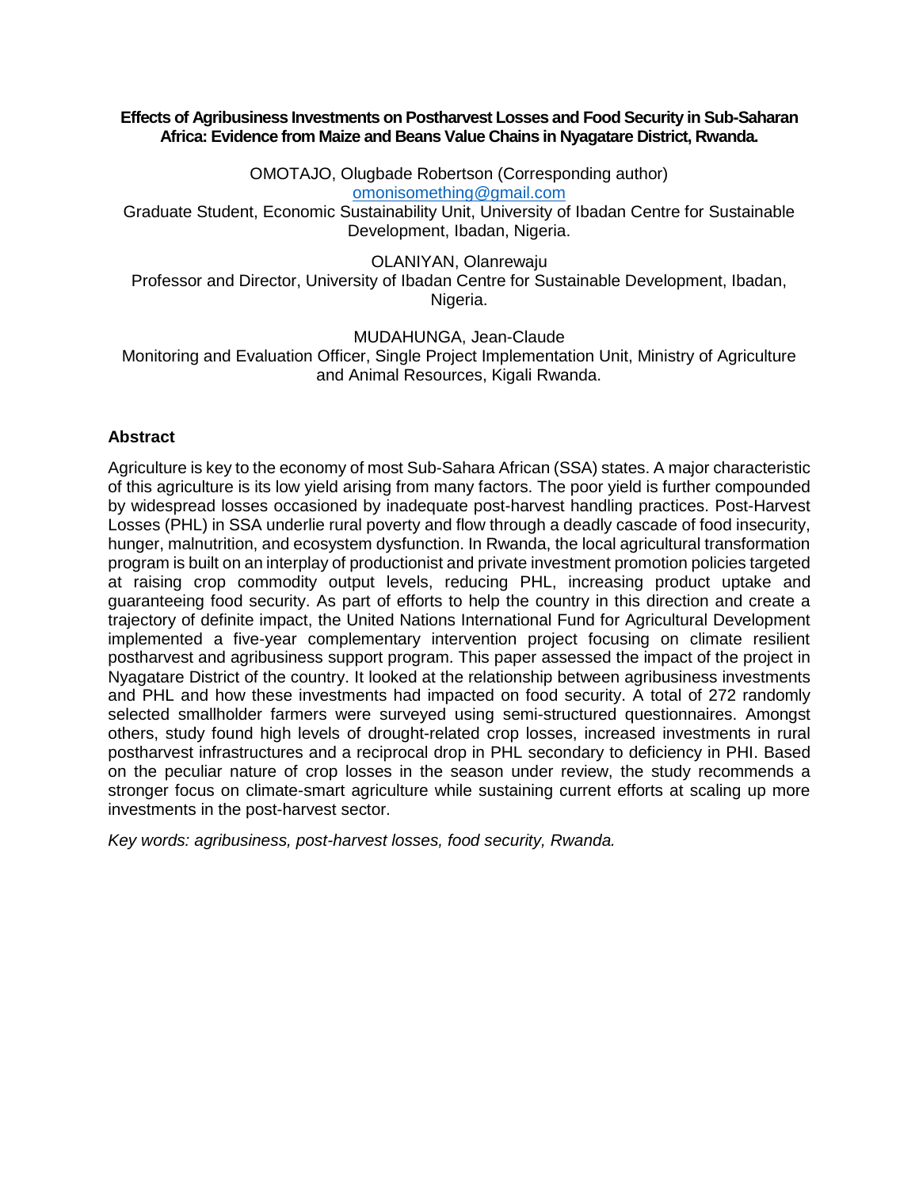**Effects of Agribusiness Investments on Postharvest Losses and Food Security in Sub-Saharan Africa: Evidence from Maize and Beans Value Chains in Nyagatare District, Rwanda.**

OMOTAJO, Olugbade Robertson (Corresponding author)
omonisomething@gmail.com
Graduate Student, Economic Sustainability Unit, University of Ibadan Centre for Sustainable Development, Ibadan, Nigeria.

OLANIYAN, Olanrewaju
Professor and Director, University of Ibadan Centre for Sustainable Development, Ibadan, Nigeria.

MUDAHUNGA, Jean-Claude
Monitoring and Evaluation Officer, Single Project Implementation Unit, Ministry of Agriculture and Animal Resources, Kigali Rwanda.

## Abstract

Agriculture is key to the economy of most Sub-Sahara African (SSA) states. A major characteristic of this agriculture is its low yield arising from many factors. The poor yield is further compounded by widespread losses occasioned by inadequate post-harvest handling practices. Post-Harvest Losses (PHL) in SSA underlie rural poverty and flow through a deadly cascade of food insecurity, hunger, malnutrition, and ecosystem dysfunction. In Rwanda, the local agricultural transformation program is built on an interplay of productionist and private investment promotion policies targeted at raising crop commodity output levels, reducing PHL, increasing product uptake and guaranteeing food security. As part of efforts to help the country in this direction and create a trajectory of definite impact, the United Nations International Fund for Agricultural Development implemented a five-year complementary intervention project focusing on climate resilient postharvest and agribusiness support program. This paper assessed the impact of the project in Nyagatare District of the country. It looked at the relationship between agribusiness investments and PHL and how these investments had impacted on food security. A total of 272 randomly selected smallholder farmers were surveyed using semi-structured questionnaires. Amongst others, study found high levels of drought-related crop losses, increased investments in rural postharvest infrastructures and a reciprocal drop in PHL secondary to deficiency in PHI. Based on the peculiar nature of crop losses in the season under review, the study recommends a stronger focus on climate-smart agriculture while sustaining current efforts at scaling up more investments in the post-harvest sector.

*Key words: agribusiness, post-harvest losses, food security, Rwanda.*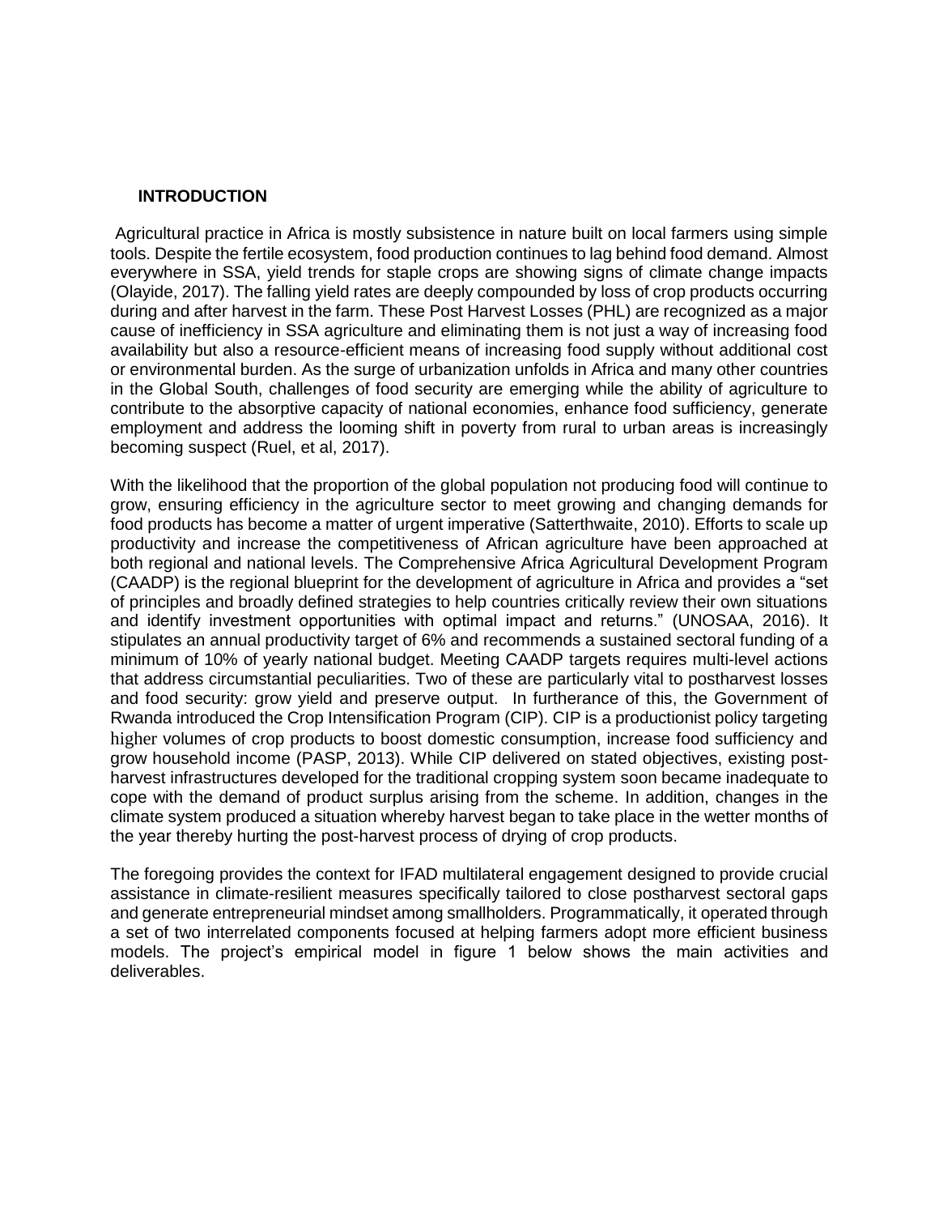## INTRODUCTION

Agricultural practice in Africa is mostly subsistence in nature built on local farmers using simple tools. Despite the fertile ecosystem, food production continues to lag behind food demand. Almost everywhere in SSA, yield trends for staple crops are showing signs of climate change impacts (Olayide, 2017). The falling yield rates are deeply compounded by loss of crop products occurring during and after harvest in the farm. These Post Harvest Losses (PHL) are recognized as a major cause of inefficiency in SSA agriculture and eliminating them is not just a way of increasing food availability but also a resource-efficient means of increasing food supply without additional cost or environmental burden. As the surge of urbanization unfolds in Africa and many other countries in the Global South, challenges of food security are emerging while the ability of agriculture to contribute to the absorptive capacity of national economies, enhance food sufficiency, generate employment and address the looming shift in poverty from rural to urban areas is increasingly becoming suspect (Ruel, et al, 2017).

With the likelihood that the proportion of the global population not producing food will continue to grow, ensuring efficiency in the agriculture sector to meet growing and changing demands for food products has become a matter of urgent imperative (Satterthwaite, 2010). Efforts to scale up productivity and increase the competitiveness of African agriculture have been approached at both regional and national levels. The Comprehensive Africa Agricultural Development Program (CAADP) is the regional blueprint for the development of agriculture in Africa and provides a "set of principles and broadly defined strategies to help countries critically review their own situations and identify investment opportunities with optimal impact and returns." (UNOSAA, 2016). It stipulates an annual productivity target of 6% and recommends a sustained sectoral funding of a minimum of 10% of yearly national budget. Meeting CAADP targets requires multi-level actions that address circumstantial peculiarities. Two of these are particularly vital to postharvest losses and food security: grow yield and preserve output. In furtherance of this, the Government of Rwanda introduced the Crop Intensification Program (CIP). CIP is a productionist policy targeting higher volumes of crop products to boost domestic consumption, increase food sufficiency and grow household income (PASP, 2013). While CIP delivered on stated objectives, existing post-harvest infrastructures developed for the traditional cropping system soon became inadequate to cope with the demand of product surplus arising from the scheme. In addition, changes in the climate system produced a situation whereby harvest began to take place in the wetter months of the year thereby hurting the post-harvest process of drying of crop products.

The foregoing provides the context for IFAD multilateral engagement designed to provide crucial assistance in climate-resilient measures specifically tailored to close postharvest sectoral gaps and generate entrepreneurial mindset among smallholders. Programmatically, it operated through a set of two interrelated components focused at helping farmers adopt more efficient business models. The project's empirical model in figure 1 below shows the main activities and deliverables.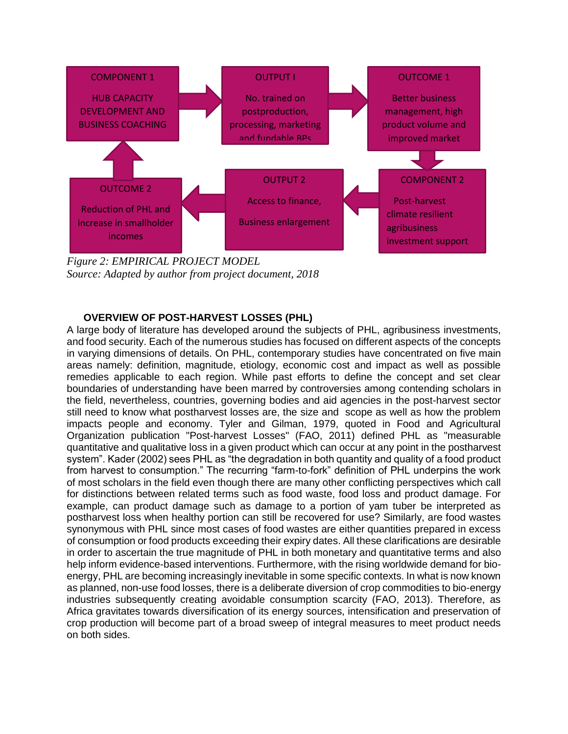COMPONENT 1

HUB CAPACITY DEVELOPMENT AND BUSINESS COACHING

OUTPUT I

No. trained on postproduction, processing, marketing and fundable BPs

OUTCOME 1

Better business management, high product volume and improved market

COMPONENT 2

Post-harvest climate resilient agribusiness investment support

OUTPUT 2

Access to finance,

Business enlargement

OUTCOME 2

Reduction of PHL and increase in smallholder incomes

*Figure 2: EMPIRICAL PROJECT MODEL*
*Source: Adapted by author from project document, 2018*

## OVERVIEW OF POST-HARVEST LOSSES (PHL)

A large body of literature has developed around the subjects of PHL, agribusiness investments, and food security. Each of the numerous studies has focused on different aspects of the concepts in varying dimensions of details. On PHL, contemporary studies have concentrated on five main areas namely: definition, magnitude, etiology, economic cost and impact as well as possible remedies applicable to each region. While past efforts to define the concept and set clear boundaries of understanding have been marred by controversies among contending scholars in the field, nevertheless, countries, governing bodies and aid agencies in the post-harvest sector still need to know what postharvest losses are, the size and scope as well as how the problem impacts people and economy. Tyler and Gilman, 1979, quoted in Food and Agricultural Organization publication "Post-harvest Losses" (FAO, 2011) defined PHL as "measurable quantitative and qualitative loss in a given product which can occur at any point in the postharvest system". Kader (2002) sees PHL as "the degradation in both quantity and quality of a food product from harvest to consumption." The recurring "farm-to-fork" definition of PHL underpins the work of most scholars in the field even though there are many other conflicting perspectives which call for distinctions between related terms such as food waste, food loss and product damage. For example, can product damage such as damage to a portion of yam tuber be interpreted as postharvest loss when healthy portion can still be recovered for use? Similarly, are food wastes synonymous with PHL since most cases of food wastes are either quantities prepared in excess of consumption or food products exceeding their expiry dates. All these clarifications are desirable in order to ascertain the true magnitude of PHL in both monetary and quantitative terms and also help inform evidence-based interventions. Furthermore, with the rising worldwide demand for bio-energy, PHL are becoming increasingly inevitable in some specific contexts. In what is now known as planned, non-use food losses, there is a deliberate diversion of crop commodities to bio-energy industries subsequently creating avoidable consumption scarcity (FAO, 2013). Therefore, as Africa gravitates towards diversification of its energy sources, intensification and preservation of crop production will become part of a broad sweep of integral measures to meet product needs on both sides.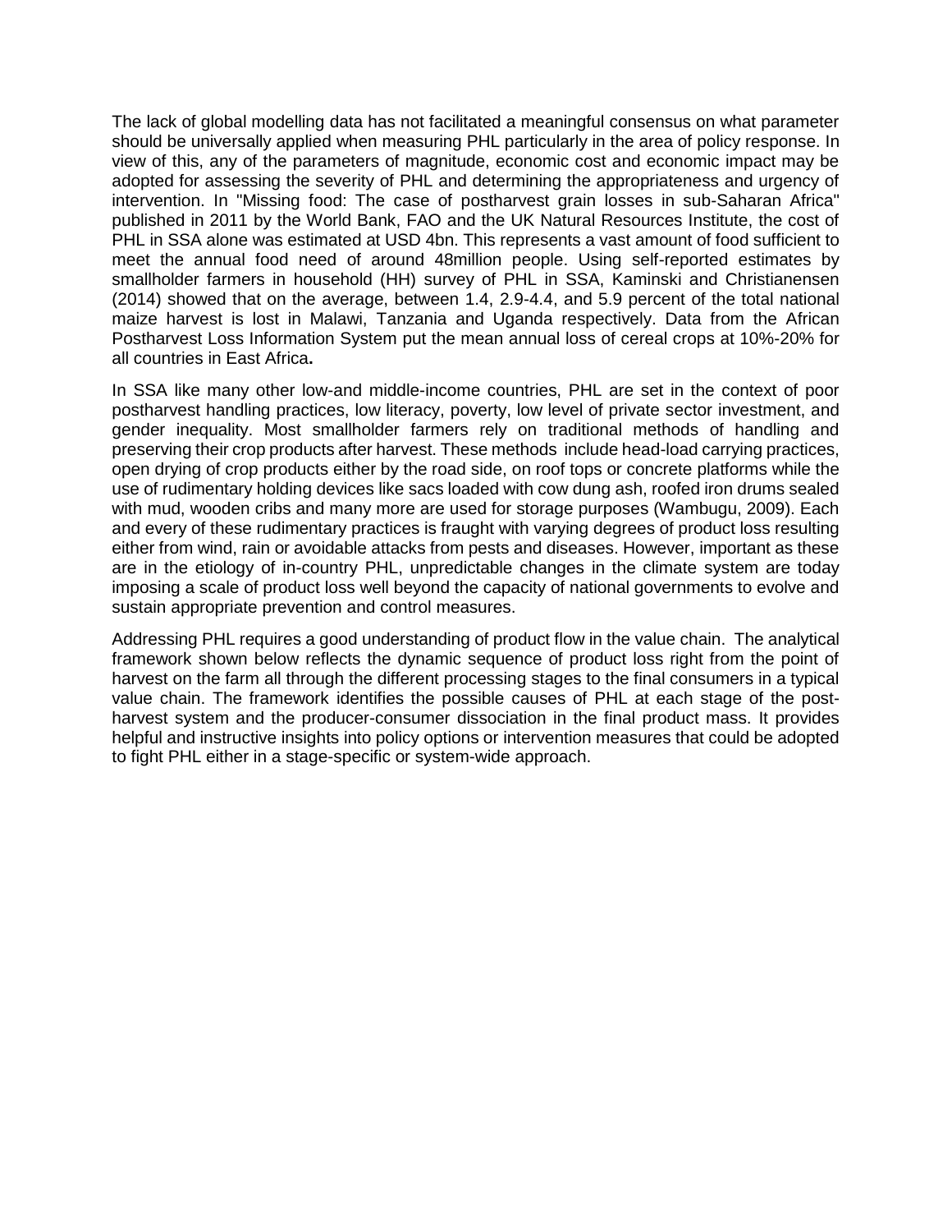The lack of global modelling data has not facilitated a meaningful consensus on what parameter should be universally applied when measuring PHL particularly in the area of policy response. In view of this, any of the parameters of magnitude, economic cost and economic impact may be adopted for assessing the severity of PHL and determining the appropriateness and urgency of intervention. In "Missing food: The case of postharvest grain losses in sub-Saharan Africa" published in 2011 by the World Bank, FAO and the UK Natural Resources Institute, the cost of PHL in SSA alone was estimated at USD 4bn. This represents a vast amount of food sufficient to meet the annual food need of around 48million people. Using self-reported estimates by smallholder farmers in household (HH) survey of PHL in SSA, Kaminski and Christianensen (2014) showed that on the average, between 1.4, 2.9-4.4, and 5.9 percent of the total national maize harvest is lost in Malawi, Tanzania and Uganda respectively. Data from the African Postharvest Loss Information System put the mean annual loss of cereal crops at 10%-20% for all countries in East Africa**.**

In SSA like many other low-and middle-income countries, PHL are set in the context of poor postharvest handling practices, low literacy, poverty, low level of private sector investment, and gender inequality. Most smallholder farmers rely on traditional methods of handling and preserving their crop products after harvest. These methods include head-load carrying practices, open drying of crop products either by the road side, on roof tops or concrete platforms while the use of rudimentary holding devices like sacs loaded with cow dung ash, roofed iron drums sealed with mud, wooden cribs and many more are used for storage purposes (Wambugu, 2009). Each and every of these rudimentary practices is fraught with varying degrees of product loss resulting either from wind, rain or avoidable attacks from pests and diseases. However, important as these are in the etiology of in-country PHL, unpredictable changes in the climate system are today imposing a scale of product loss well beyond the capacity of national governments to evolve and sustain appropriate prevention and control measures.

Addressing PHL requires a good understanding of product flow in the value chain. The analytical framework shown below reflects the dynamic sequence of product loss right from the point of harvest on the farm all through the different processing stages to the final consumers in a typical value chain. The framework identifies the possible causes of PHL at each stage of the post-harvest system and the producer-consumer dissociation in the final product mass. It provides helpful and instructive insights into policy options or intervention measures that could be adopted to fight PHL either in a stage-specific or system-wide approach.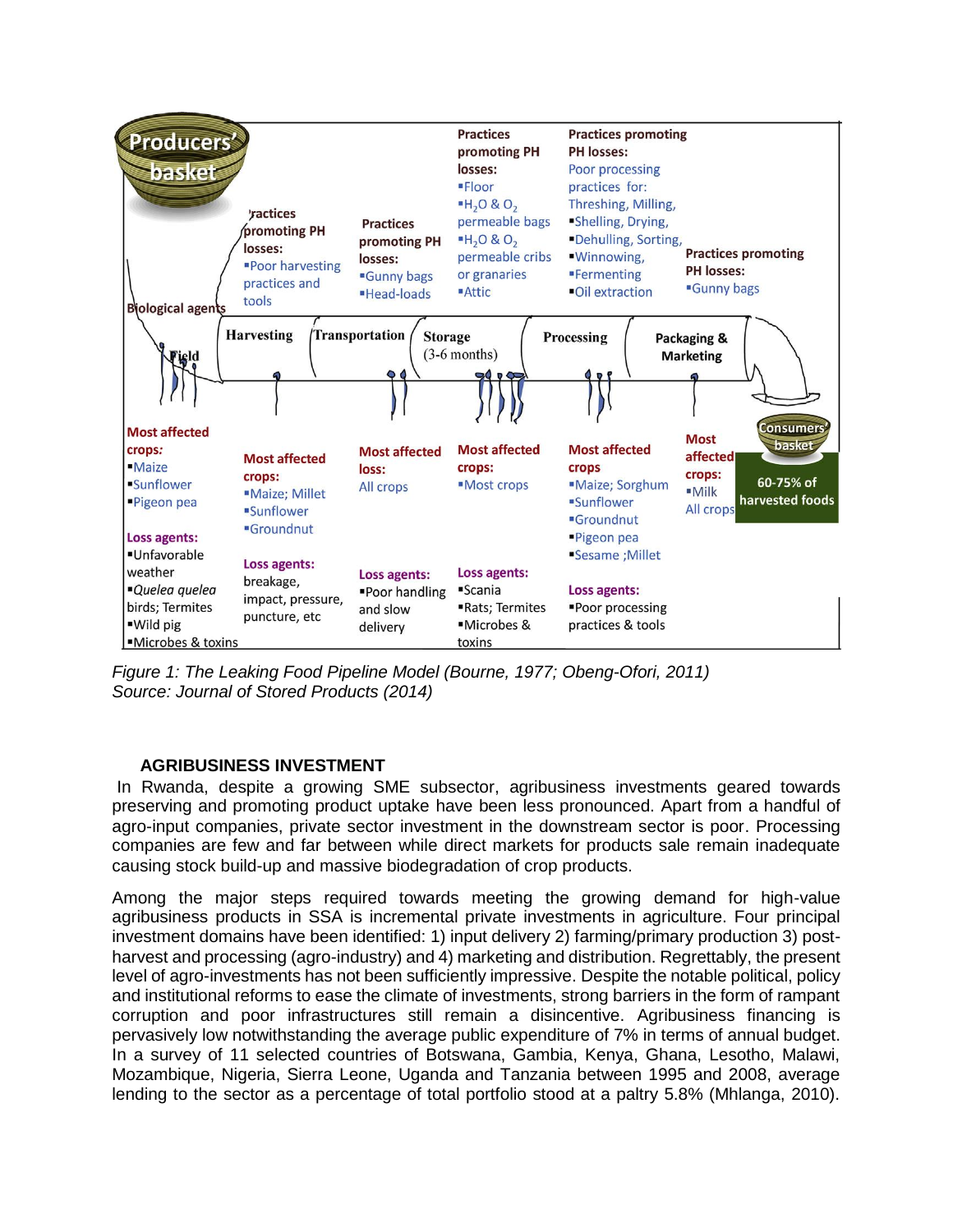| Stage | Practices promoting PH losses | Most affected crops | Loss agents |
|---|---|---|---|
| Field | Biological agents | ▪Maize ▪Sunflower ▪Pigeon pea | ▪Unfavorable weather ▪*Quelea quelea* birds; Termites ▪Wild pig ▪Microbes & toxins |
| Harvesting | ▪Poor harvesting practices and tools | ▪Maize; Millet ▪Sunflower ▪Groundnut | breakage, impact, pressure, puncture, etc |
| Transportation | ▪Gunny bags ▪Head-loads | Most affected loss: All crops | ▪Poor handling and slow delivery |
| Storage (3-6 months) | ▪Floor ▪$H_2O$ & $O_2$ permeable bags ▪$H_2O$ & $O_2$ permeable cribs or granaries ▪Attic | ▪Most crops | ▪Scania ▪Rats; Termites ▪Microbes & toxins |
| Processing | Poor processing practices for: Threshing, Milling, ▪Shelling, Drying, ▪Dehulling, Sorting, ▪Winnowing, ▪Fermenting ▪Oil extraction | ▪Maize; Sorghum ▪Sunflower ▪Groundnut ▪Pigeon pea ▪Sesame ;Millet | ▪Poor processing practices & tools |
| Packaging & Marketing | ▪Gunny bags | ▪Milk All crops | |

Producers' basket → Consumers' basket: 60-75% of harvested foods

*Figure 1: The Leaking Food Pipeline Model (Bourne, 1977; Obeng-Ofori, 2011)*
*Source: Journal of Stored Products (2014)*

## AGRIBUSINESS INVESTMENT

In Rwanda, despite a growing SME subsector, agribusiness investments geared towards preserving and promoting product uptake have been less pronounced. Apart from a handful of agro-input companies, private sector investment in the downstream sector is poor. Processing companies are few and far between while direct markets for products sale remain inadequate causing stock build-up and massive biodegradation of crop products.

Among the major steps required towards meeting the growing demand for high-value agribusiness products in SSA is incremental private investments in agriculture. Four principal investment domains have been identified: 1) input delivery 2) farming/primary production 3) post-harvest and processing (agro-industry) and 4) marketing and distribution. Regrettably, the present level of agro-investments has not been sufficiently impressive. Despite the notable political, policy and institutional reforms to ease the climate of investments, strong barriers in the form of rampant corruption and poor infrastructures still remain a disincentive. Agribusiness financing is pervasively low notwithstanding the average public expenditure of 7% in terms of annual budget. In a survey of 11 selected countries of Botswana, Gambia, Kenya, Ghana, Lesotho, Malawi, Mozambique, Nigeria, Sierra Leone, Uganda and Tanzania between 1995 and 2008, average lending to the sector as a percentage of total portfolio stood at a paltry 5.8% (Mhlanga, 2010).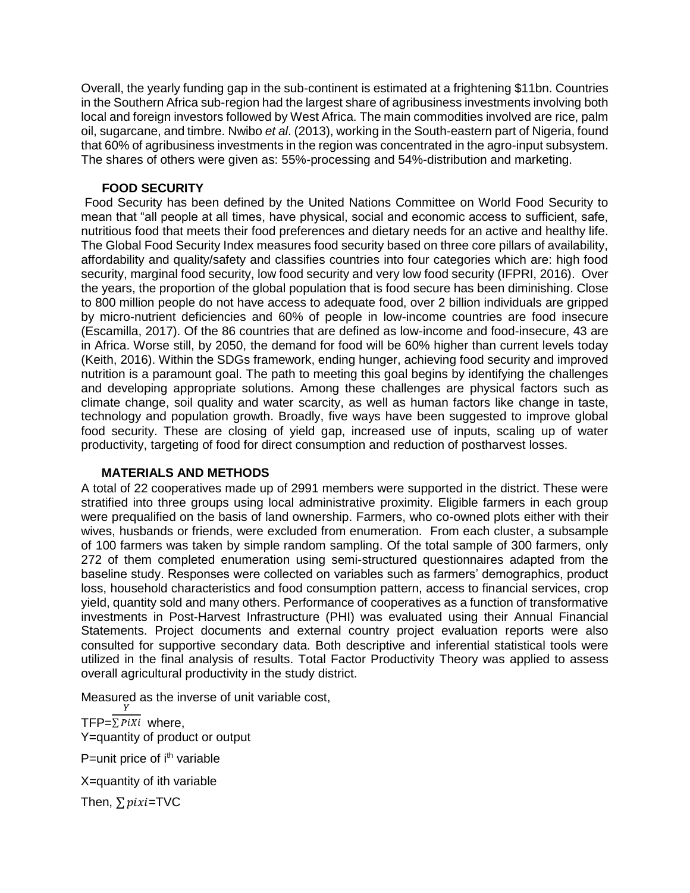Overall, the yearly funding gap in the sub-continent is estimated at a frightening $11bn. Countries in the Southern Africa sub-region had the largest share of agribusiness investments involving both local and foreign investors followed by West Africa. The main commodities involved are rice, palm oil, sugarcane, and timbre. Nwibo *et al*. (2013), working in the South-eastern part of Nigeria, found that 60% of agribusiness investments in the region was concentrated in the agro-input subsystem. The shares of others were given as: 55%-processing and 54%-distribution and marketing.

## FOOD SECURITY

Food Security has been defined by the United Nations Committee on World Food Security to mean that "all people at all times, have physical, social and economic access to sufficient, safe, nutritious food that meets their food preferences and dietary needs for an active and healthy life. The Global Food Security Index measures food security based on three core pillars of availability, affordability and quality/safety and classifies countries into four categories which are: high food security, marginal food security, low food security and very low food security (IFPRI, 2016). Over the years, the proportion of the global population that is food secure has been diminishing. Close to 800 million people do not have access to adequate food, over 2 billion individuals are gripped by micro-nutrient deficiencies and 60% of people in low-income countries are food insecure (Escamilla, 2017). Of the 86 countries that are defined as low-income and food-insecure, 43 are in Africa. Worse still, by 2050, the demand for food will be 60% higher than current levels today (Keith, 2016). Within the SDGs framework, ending hunger, achieving food security and improved nutrition is a paramount goal. The path to meeting this goal begins by identifying the challenges and developing appropriate solutions. Among these challenges are physical factors such as climate change, soil quality and water scarcity, as well as human factors like change in taste, technology and population growth. Broadly, five ways have been suggested to improve global food security. These are closing of yield gap, increased use of inputs, scaling up of water productivity, targeting of food for direct consumption and reduction of postharvest losses.

## MATERIALS AND METHODS

A total of 22 cooperatives made up of 2991 members were supported in the district. These were stratified into three groups using local administrative proximity. Eligible farmers in each group were prequalified on the basis of land ownership. Farmers, who co-owned plots either with their wives, husbands or friends, were excluded from enumeration. From each cluster, a subsample of 100 farmers was taken by simple random sampling. Of the total sample of 300 farmers, only 272 of them completed enumeration using semi-structured questionnaires adapted from the baseline study. Responses were collected on variables such as farmers' demographics, product loss, household characteristics and food consumption pattern, access to financial services, crop yield, quantity sold and many others. Performance of cooperatives as a function of transformative investments in Post-Harvest Infrastructure (PHI) was evaluated using their Annual Financial Statements. Project documents and external country project evaluation reports were also consulted for supportive secondary data. Both descriptive and inferential statistical tools were utilized in the final analysis of results. Total Factor Productivity Theory was applied to assess overall agricultural productivity in the study district.

Measured as the inverse of unit variable cost,

$TFP=\frac{Y}{\sum PiXi}$ where,

Y=quantity of product or output

P=unit price of $i^{th}$ variable

X=quantity of ith variable

Then, $\sum pixi$=TVC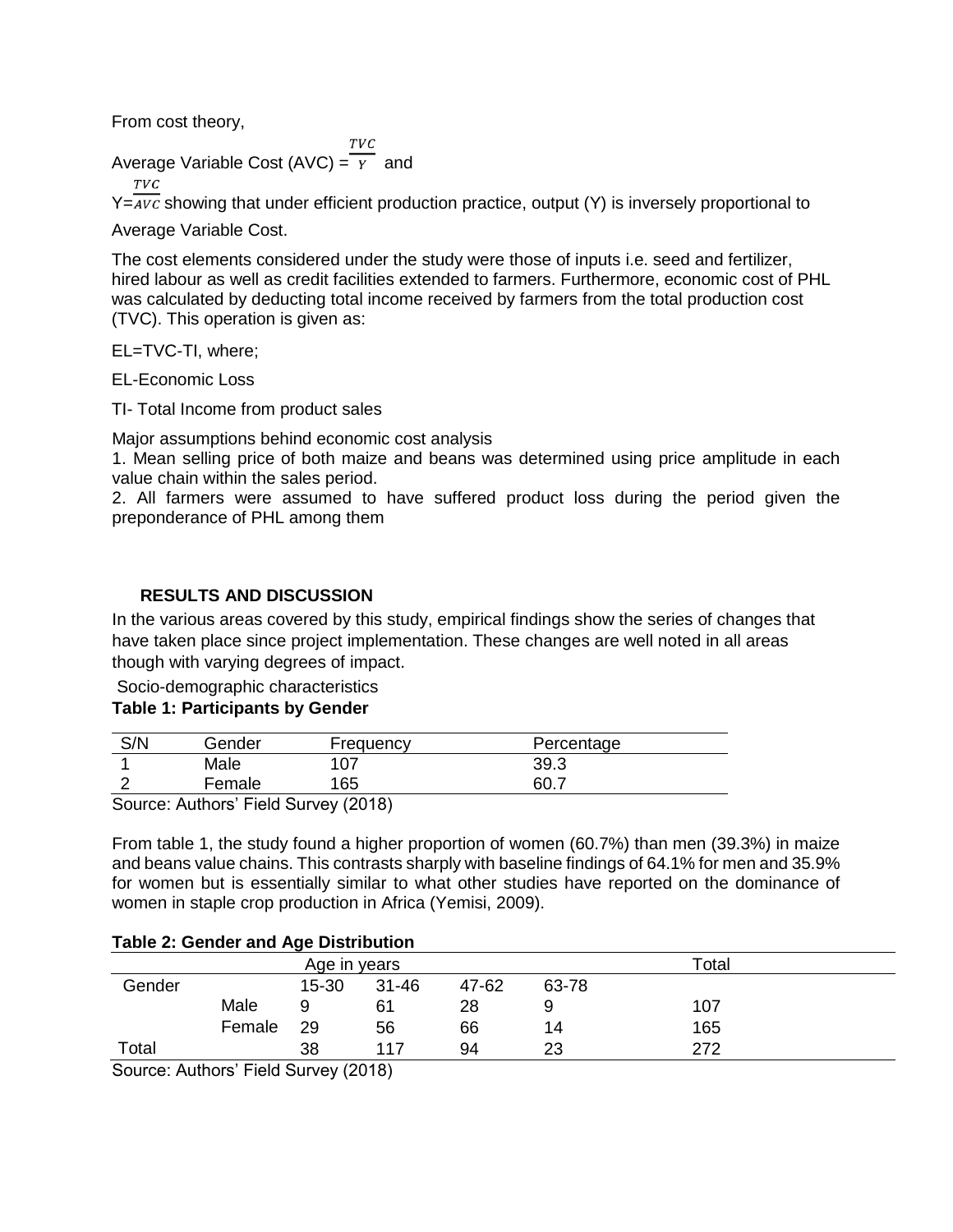From cost theory,

Average Variable Cost (AVC) = $\frac{TVC}{Y}$ and

Y=$\frac{TVC}{AVC}$ showing that under efficient production practice, output (Y) is inversely proportional to Average Variable Cost.

The cost elements considered under the study were those of inputs i.e. seed and fertilizer, hired labour as well as credit facilities extended to farmers. Furthermore, economic cost of PHL was calculated by deducting total income received by farmers from the total production cost (TVC). This operation is given as:

EL=TVC-TI, where;

EL-Economic Loss

TI- Total Income from product sales

Major assumptions behind economic cost analysis

1. Mean selling price of both maize and beans was determined using price amplitude in each value chain within the sales period.
2. All farmers were assumed to have suffered product loss during the period given the preponderance of PHL among them

## RESULTS AND DISCUSSION

In the various areas covered by this study, empirical findings show the series of changes that have taken place since project implementation. These changes are well noted in all areas though with varying degrees of impact.

Socio-demographic characteristics

**Table 1: Participants by Gender**

| S/N | Gender | Frequency | Percentage |
|---|---|---|---|
| 1 | Male | 107 | 39.3 |
| 2 | Female | 165 | 60.7 |

Source: Authors' Field Survey (2018)

From table 1, the study found a higher proportion of women (60.7%) than men (39.3%) in maize and beans value chains. This contrasts sharply with baseline findings of 64.1% for men and 35.9% for women but is essentially similar to what other studies have reported on the dominance of women in staple crop production in Africa (Yemisi, 2009).

**Table 2: Gender and Age Distribution**

| | | Age in years | | | | Total |
|---|---|---|---|---|---|---|
| Gender | | 15-30 | 31-46 | 47-62 | 63-78 | |
| | Male | 9 | 61 | 28 | 9 | 107 |
| | Female | 29 | 56 | 66 | 14 | 165 |
| Total | | 38 | 117 | 94 | 23 | 272 |

Source: Authors' Field Survey (2018)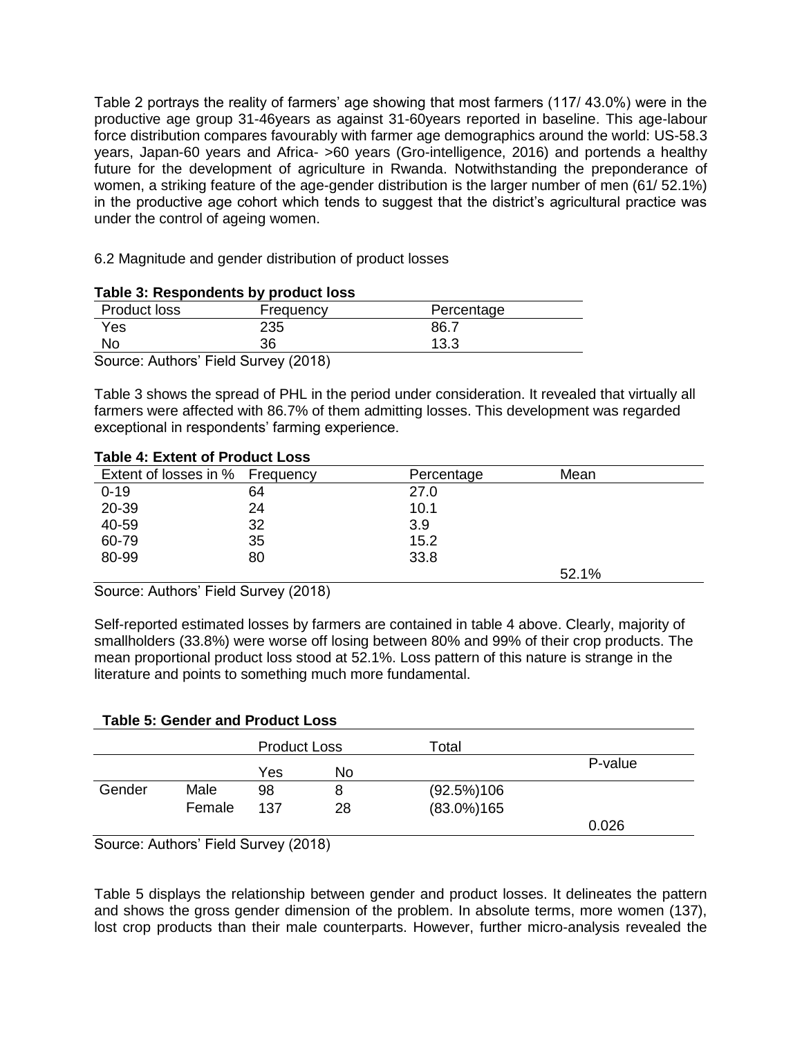Table 2 portrays the reality of farmers' age showing that most farmers (117/ 43.0%) were in the productive age group 31-46years as against 31-60years reported in baseline. This age-labour force distribution compares favourably with farmer age demographics around the world: US-58.3 years, Japan-60 years and Africa- >60 years (Gro-intelligence, 2016) and portends a healthy future for the development of agriculture in Rwanda. Notwithstanding the preponderance of women, a striking feature of the age-gender distribution is the larger number of men (61/ 52.1%) in the productive age cohort which tends to suggest that the district's agricultural practice was under the control of ageing women.

6.2 Magnitude and gender distribution of product losses

**Table 3: Respondents by product loss**

| Product loss | Frequency | Percentage |
|---|---|---|
| Yes | 235 | 86.7 |
| No | 36 | 13.3 |

Source: Authors' Field Survey (2018)

Table 3 shows the spread of PHL in the period under consideration. It revealed that virtually all farmers were affected with 86.7% of them admitting losses. This development was regarded exceptional in respondents' farming experience.

**Table 4: Extent of Product Loss**

| Extent of losses in % | Frequency | Percentage | Mean |
|---|---|---|---|
| 0-19 | 64 | 27.0 | |
| 20-39 | 24 | 10.1 | |
| 40-59 | 32 | 3.9 | |
| 60-79 | 35 | 15.2 | |
| 80-99 | 80 | 33.8 | |
| | | | 52.1% |

Source: Authors' Field Survey (2018)

Self-reported estimated losses by farmers are contained in table 4 above. Clearly, majority of smallholders (33.8%) were worse off losing between 80% and 99% of their crop products. The mean proportional product loss stood at 52.1%. Loss pattern of this nature is strange in the literature and points to something much more fundamental.

**Table 5: Gender and Product Loss**

| | | Product Loss | | Total | |
|---|---|---|---|---|---|
| | | Yes | No | | P-value |
| Gender | Male | 98 | 8 | (92.5%)106 | |
| | Female | 137 | 28 | (83.0%)165 | |
| | | | | | 0.026 |

Source: Authors' Field Survey (2018)

Table 5 displays the relationship between gender and product losses. It delineates the pattern and shows the gross gender dimension of the problem. In absolute terms, more women (137), lost crop products than their male counterparts. However, further micro-analysis revealed the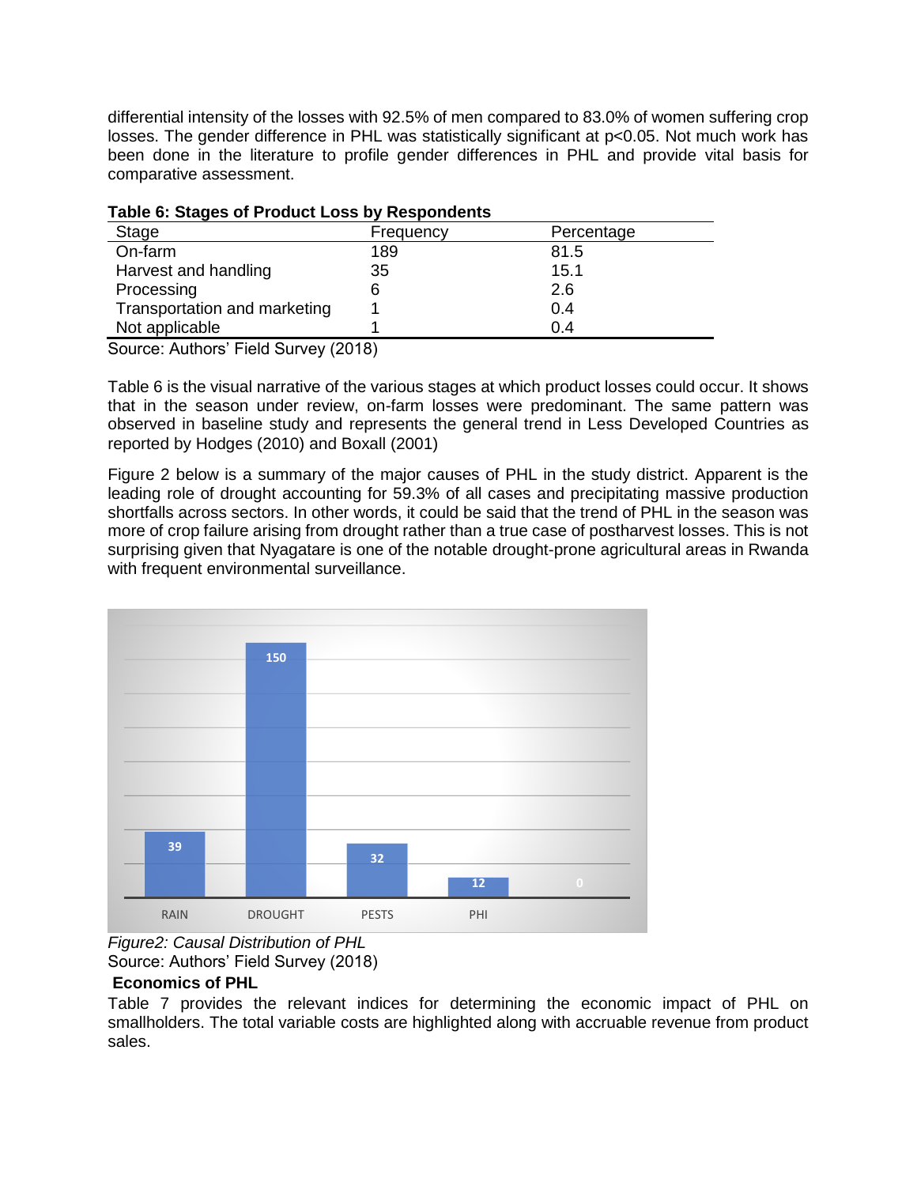differential intensity of the losses with 92.5% of men compared to 83.0% of women suffering crop losses. The gender difference in PHL was statistically significant at $p<0.05$. Not much work has been done in the literature to profile gender differences in PHL and provide vital basis for comparative assessment.

**Table 6: Stages of Product Loss by Respondents**

| Stage | Frequency | Percentage |
|---|---|---|
| On-farm | 189 | 81.5 |
| Harvest and handling | 35 | 15.1 |
| Processing | 6 | 2.6 |
| Transportation and marketing | 1 | 0.4 |
| Not applicable | 1 | 0.4 |

Source: Authors' Field Survey (2018)

Table 6 is the visual narrative of the various stages at which product losses could occur. It shows that in the season under review, on-farm losses were predominant. The same pattern was observed in baseline study and represents the general trend in Less Developed Countries as reported by Hodges (2010) and Boxall (2001)

Figure 2 below is a summary of the major causes of PHL in the study district. Apparent is the leading role of drought accounting for 59.3% of all cases and precipitating massive production shortfalls across sectors. In other words, it could be said that the trend of PHL in the season was more of crop failure arising from drought rather than a true case of postharvest losses. This is not surprising given that Nyagatare is one of the notable drought-prone agricultural areas in Rwanda with frequent environmental surveillance.

*Figure2: Causal Distribution of PHL*

Source: Authors' Field Survey (2018)

**Economics of PHL**

Table 7 provides the relevant indices for determining the economic impact of PHL on smallholders. The total variable costs are highlighted along with accruable revenue from product sales.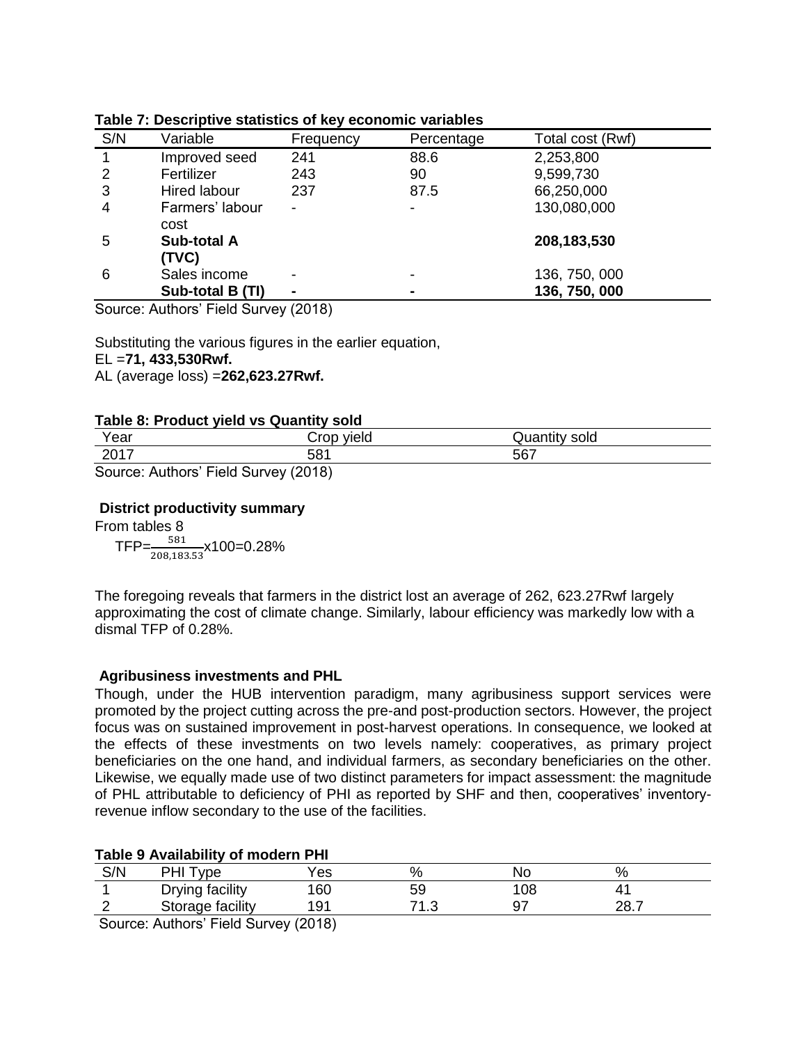**Table 7: Descriptive statistics of key economic variables**

| S/N | Variable | Frequency | Percentage | Total cost (Rwf) |
|---|---|---|---|---|
| 1 | Improved seed | 241 | 88.6 | 2,253,800 |
| 2 | Fertilizer | 243 | 90 | 9,599,730 |
| 3 | Hired labour | 237 | 87.5 | 66,250,000 |
| 4 | Farmers' labour cost | - | - | 130,080,000 |
| 5 | **Sub-total A (TVC)** | | | **208,183,530** |
| 6 | Sales income | - | - | 136, 750, 000 |
| | **Sub-total B (TI)** | **-** | **-** | **136, 750, 000** |

Source: Authors' Field Survey (2018)

Substituting the various figures in the earlier equation,
EL =**71, 433,530Rwf.**
AL (average loss) =**262,623.27Rwf.**

**Table 8: Product yield vs Quantity sold**

| Year | Crop yield | Quantity sold |
|---|---|---|
| 2017 | 581 | 567 |

Source: Authors' Field Survey (2018)

**District productivity summary**

From tables 8

$$TFP=\frac{581}{208{,}183.53}x100=0.28\%$$

The foregoing reveals that farmers in the district lost an average of 262, 623.27Rwf largely approximating the cost of climate change. Similarly, labour efficiency was markedly low with a dismal TFP of 0.28%.

**Agribusiness investments and PHL**

Though, under the HUB intervention paradigm, many agribusiness support services were promoted by the project cutting across the pre-and post-production sectors. However, the project focus was on sustained improvement in post-harvest operations. In consequence, we looked at the effects of these investments on two levels namely: cooperatives, as primary project beneficiaries on the one hand, and individual farmers, as secondary beneficiaries on the other. Likewise, we equally made use of two distinct parameters for impact assessment: the magnitude of PHL attributable to deficiency of PHI as reported by SHF and then, cooperatives' inventory-revenue inflow secondary to the use of the facilities.

**Table 9 Availability of modern PHI**

| S/N | PHI Type | Yes | % | No | % |
|---|---|---|---|---|---|
| 1 | Drying facility | 160 | 59 | 108 | 41 |
| 2 | Storage facility | 191 | 71.3 | 97 | 28.7 |

Source: Authors' Field Survey (2018)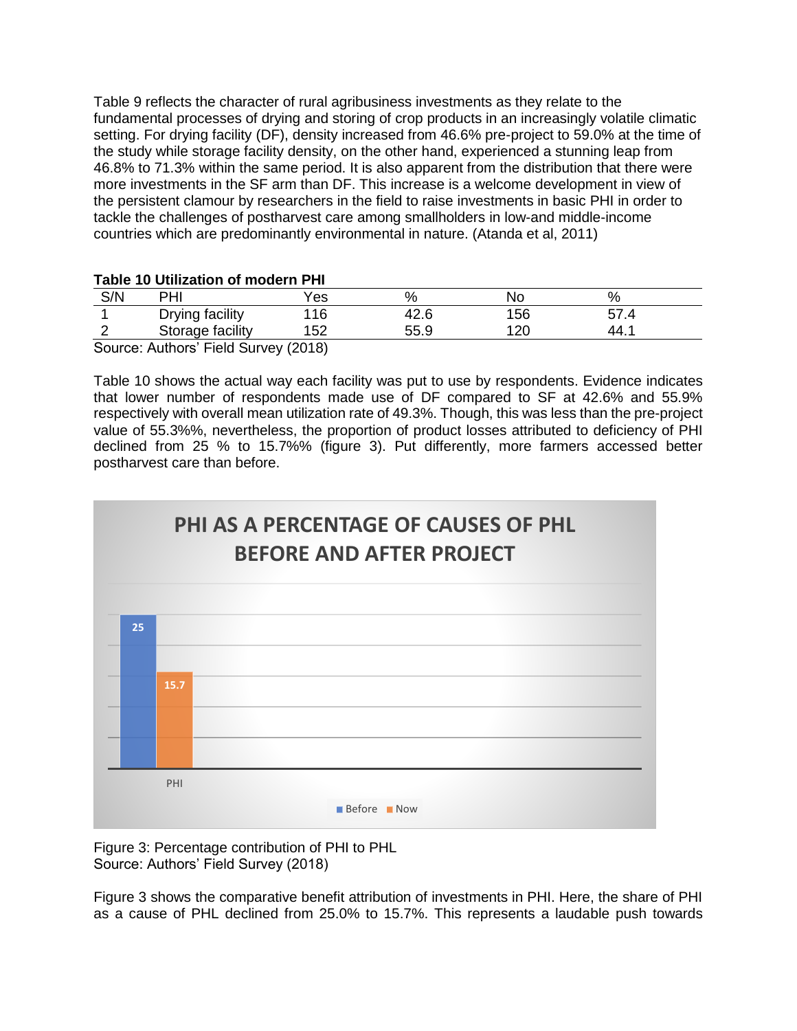Table 9 reflects the character of rural agribusiness investments as they relate to the fundamental processes of drying and storing of crop products in an increasingly volatile climatic setting. For drying facility (DF), density increased from 46.6% pre-project to 59.0% at the time of the study while storage facility density, on the other hand, experienced a stunning leap from 46.8% to 71.3% within the same period. It is also apparent from the distribution that there were more investments in the SF arm than DF. This increase is a welcome development in view of the persistent clamour by researchers in the field to raise investments in basic PHI in order to tackle the challenges of postharvest care among smallholders in low-and middle-income countries which are predominantly environmental in nature. (Atanda et al, 2011)

**Table 10 Utilization of modern PHI**

| S/N | PHI | Yes | % | No | % |
|---|---|---|---|---|---|
| 1 | Drying facility | 116 | 42.6 | 156 | 57.4 |
| 2 | Storage facility | 152 | 55.9 | 120 | 44.1 |

Source: Authors' Field Survey (2018)

Table 10 shows the actual way each facility was put to use by respondents. Evidence indicates that lower number of respondents made use of DF compared to SF at 42.6% and 55.9% respectively with overall mean utilization rate of 49.3%. Though, this was less than the pre-project value of 55.3%%, nevertheless, the proportion of product losses attributed to deficiency of PHI declined from 25 % to 15.7%% (figure 3). Put differently, more farmers accessed better postharvest care than before.

Figure 3: Percentage contribution of PHI to PHL
Source: Authors' Field Survey (2018)

Figure 3 shows the comparative benefit attribution of investments in PHI. Here, the share of PHI as a cause of PHL declined from 25.0% to 15.7%. This represents a laudable push towards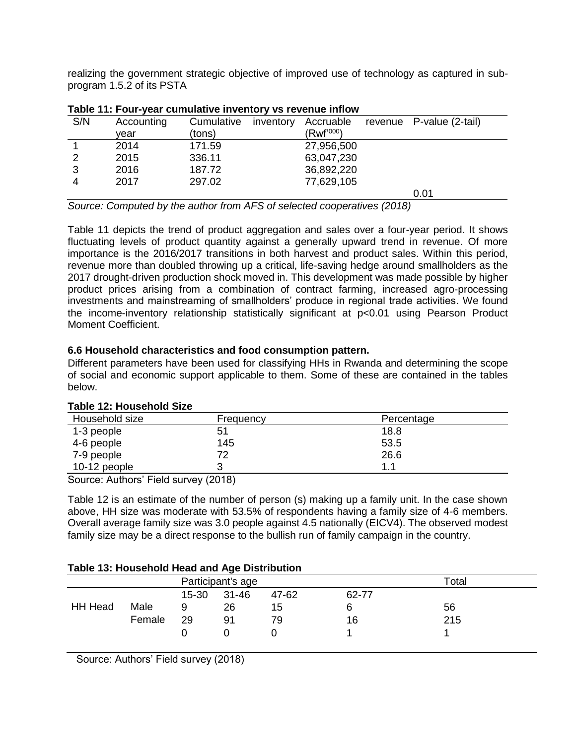realizing the government strategic objective of improved use of technology as captured in sub-program 1.5.2 of its PSTA

**Table 11: Four-year cumulative inventory vs revenue inflow**

| S/N | Accounting year | Cumulative inventory (tons) | Accruable revenue (Rwf'000) | P-value (2-tail) |
|---|---|---|---|---|
| 1 | 2014 | 171.59 | 27,956,500 | |
| 2 | 2015 | 336.11 | 63,047,230 | |
| 3 | 2016 | 187.72 | 36,892,220 | |
| 4 | 2017 | 297.02 | 77,629,105 | |
| | | | | 0.01 |

*Source: Computed by the author from AFS of selected cooperatives (2018)*

Table 11 depicts the trend of product aggregation and sales over a four-year period. It shows fluctuating levels of product quantity against a generally upward trend in revenue. Of more importance is the 2016/2017 transitions in both harvest and product sales. Within this period, revenue more than doubled throwing up a critical, life-saving hedge around smallholders as the 2017 drought-driven production shock moved in. This development was made possible by higher product prices arising from a combination of contract farming, increased agro-processing investments and mainstreaming of smallholders' produce in regional trade activities. We found the income-inventory relationship statistically significant at $p<0.01$ using Pearson Product Moment Coefficient.

### 6.6 Household characteristics and food consumption pattern.

Different parameters have been used for classifying HHs in Rwanda and determining the scope of social and economic support applicable to them. Some of these are contained in the tables below.

**Table 12: Household Size**

| Household size | Frequency | Percentage |
|---|---|---|
| 1-3 people | 51 | 18.8 |
| 4-6 people | 145 | 53.5 |
| 7-9 people | 72 | 26.6 |
| 10-12 people | 3 | 1.1 |

Source: Authors' Field survey (2018)

Table 12 is an estimate of the number of person (s) making up a family unit. In the case shown above, HH size was moderate with 53.5% of respondents having a family size of 4-6 members. Overall average family size was 3.0 people against 4.5 nationally (EICV4). The observed modest family size may be a direct response to the bullish run of family campaign in the country.

**Table 13: Household Head and Age Distribution**

| | | Participant's age | | | | Total |
|---|---|---|---|---|---|---|
| | | 15-30 | 31-46 | 47-62 | 62-77 | |
| HH Head | Male | 9 | 26 | 15 | 6 | 56 |
| | Female | 29 | 91 | 79 | 16 | 215 |
| | | 0 | 0 | 0 | 1 | 1 |

Source: Authors' Field survey (2018)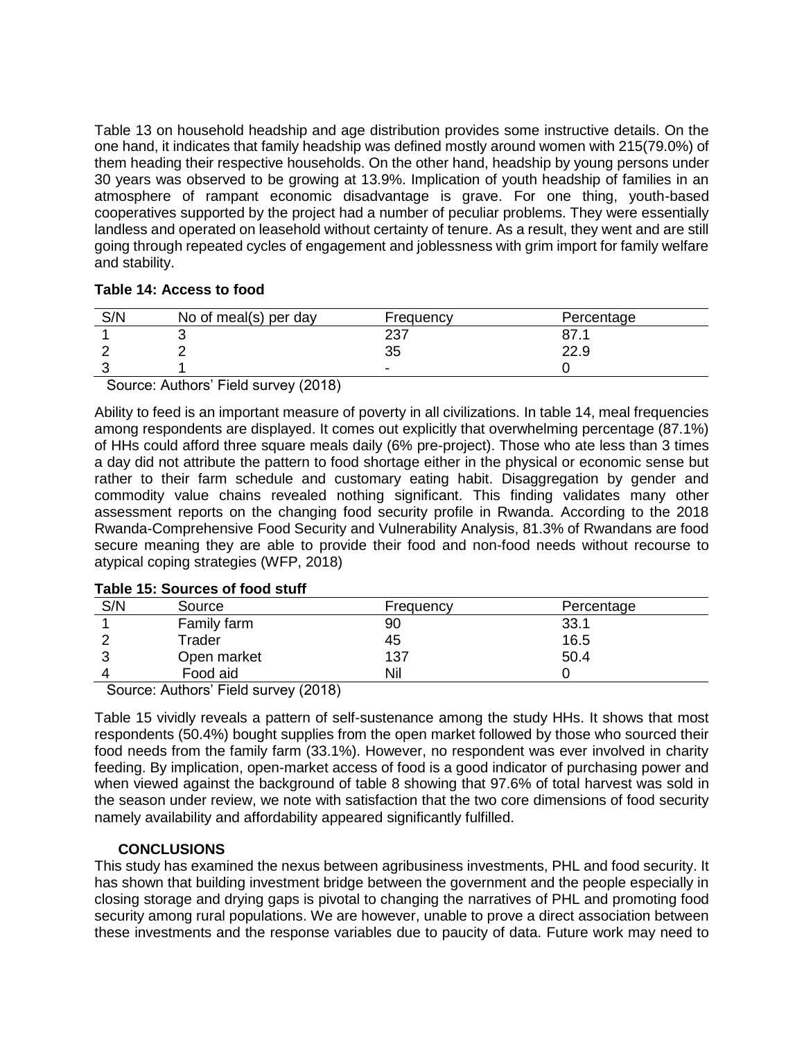Table 13 on household headship and age distribution provides some instructive details. On the one hand, it indicates that family headship was defined mostly around women with 215(79.0%) of them heading their respective households. On the other hand, headship by young persons under 30 years was observed to be growing at 13.9%. Implication of youth headship of families in an atmosphere of rampant economic disadvantage is grave. For one thing, youth-based cooperatives supported by the project had a number of peculiar problems. They were essentially landless and operated on leasehold without certainty of tenure. As a result, they went and are still going through repeated cycles of engagement and joblessness with grim import for family welfare and stability.

**Table 14: Access to food**

| S/N | No of meal(s) per day | Frequency | Percentage |
|---|---|---|---|
| 1 | 3 | 237 | 87.1 |
| 2 | 2 | 35 | 22.9 |
| 3 | 1 | - | 0 |

Source: Authors' Field survey (2018)

Ability to feed is an important measure of poverty in all civilizations. In table 14, meal frequencies among respondents are displayed. It comes out explicitly that overwhelming percentage (87.1%) of HHs could afford three square meals daily (6% pre-project). Those who ate less than 3 times a day did not attribute the pattern to food shortage either in the physical or economic sense but rather to their farm schedule and customary eating habit. Disaggregation by gender and commodity value chains revealed nothing significant. This finding validates many other assessment reports on the changing food security profile in Rwanda. According to the 2018 Rwanda-Comprehensive Food Security and Vulnerability Analysis, 81.3% of Rwandans are food secure meaning they are able to provide their food and non-food needs without recourse to atypical coping strategies (WFP, 2018)

**Table 15: Sources of food stuff**

| S/N | Source | Frequency | Percentage |
|---|---|---|---|
| 1 | Family farm | 90 | 33.1 |
| 2 | Trader | 45 | 16.5 |
| 3 | Open market | 137 | 50.4 |
| 4 | Food aid | Nil | 0 |

Source: Authors' Field survey (2018)

Table 15 vividly reveals a pattern of self-sustenance among the study HHs. It shows that most respondents (50.4%) bought supplies from the open market followed by those who sourced their food needs from the family farm (33.1%). However, no respondent was ever involved in charity feeding. By implication, open-market access of food is a good indicator of purchasing power and when viewed against the background of table 8 showing that 97.6% of total harvest was sold in the season under review, we note with satisfaction that the two core dimensions of food security namely availability and affordability appeared significantly fulfilled.

## CONCLUSIONS

This study has examined the nexus between agribusiness investments, PHL and food security. It has shown that building investment bridge between the government and the people especially in closing storage and drying gaps is pivotal to changing the narratives of PHL and promoting food security among rural populations. We are however, unable to prove a direct association between these investments and the response variables due to paucity of data. Future work may need to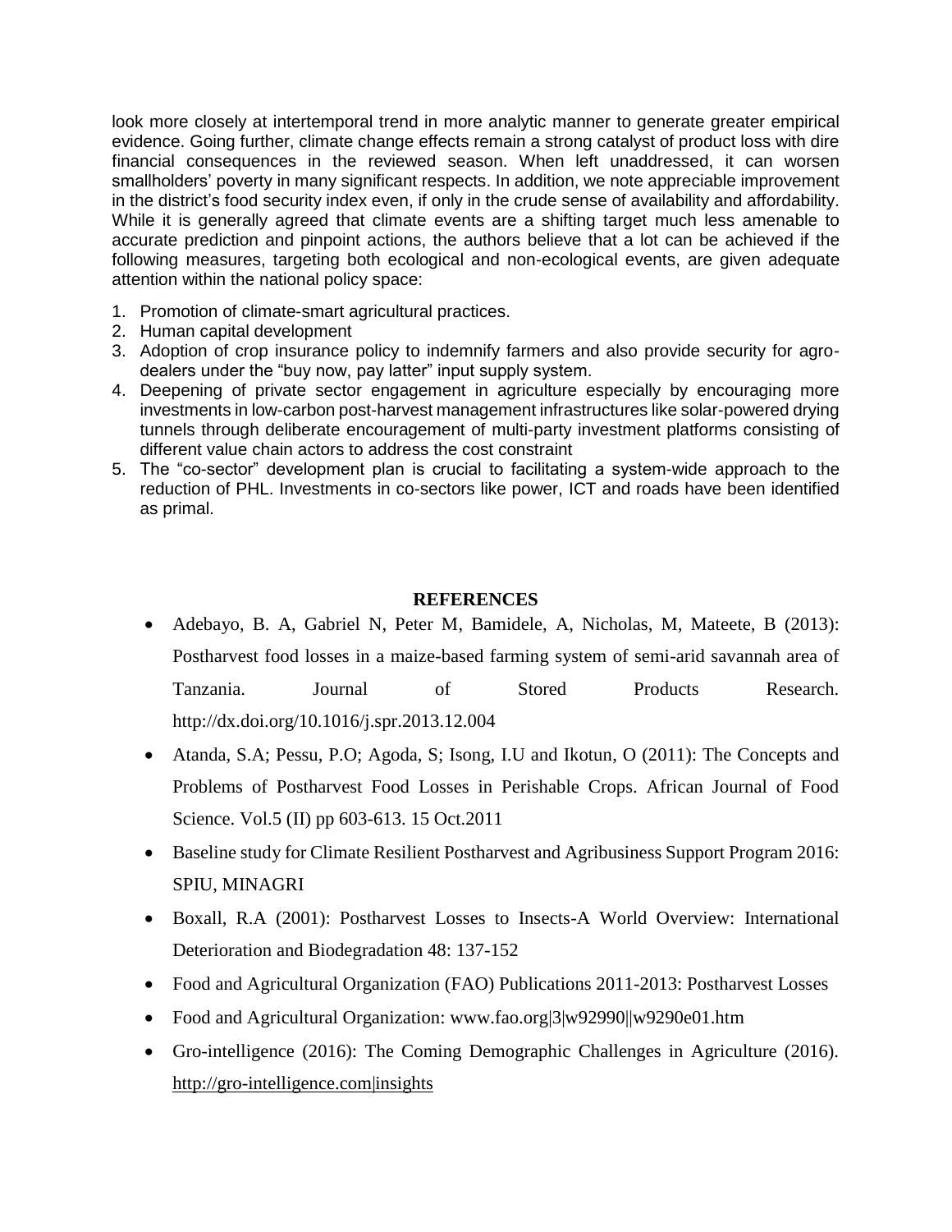look more closely at intertemporal trend in more analytic manner to generate greater empirical evidence. Going further, climate change effects remain a strong catalyst of product loss with dire financial consequences in the reviewed season. When left unaddressed, it can worsen smallholders' poverty in many significant respects. In addition, we note appreciable improvement in the district's food security index even, if only in the crude sense of availability and affordability. While it is generally agreed that climate events are a shifting target much less amenable to accurate prediction and pinpoint actions, the authors believe that a lot can be achieved if the following measures, targeting both ecological and non-ecological events, are given adequate attention within the national policy space:

1. Promotion of climate-smart agricultural practices.
2. Human capital development
3. Adoption of crop insurance policy to indemnify farmers and also provide security for agro-dealers under the "buy now, pay latter" input supply system.
4. Deepening of private sector engagement in agriculture especially by encouraging more investments in low-carbon post-harvest management infrastructures like solar-powered drying tunnels through deliberate encouragement of multi-party investment platforms consisting of different value chain actors to address the cost constraint
5. The "co-sector" development plan is crucial to facilitating a system-wide approach to the reduction of PHL. Investments in co-sectors like power, ICT and roads have been identified as primal.

## REFERENCES

- Adebayo, B. A, Gabriel N, Peter M, Bamidele, A, Nicholas, M, Mateete, B (2013): Postharvest food losses in a maize-based farming system of semi-arid savannah area of Tanzania. Journal of Stored Products Research. http://dx.doi.org/10.1016/j.spr.2013.12.004
- Atanda, S.A; Pessu, P.O; Agoda, S; Isong, I.U and Ikotun, O (2011): The Concepts and Problems of Postharvest Food Losses in Perishable Crops. African Journal of Food Science. Vol.5 (II) pp 603-613. 15 Oct.2011
- Baseline study for Climate Resilient Postharvest and Agribusiness Support Program 2016: SPIU, MINAGRI
- Boxall, R.A (2001): Postharvest Losses to Insects-A World Overview: International Deterioration and Biodegradation 48: 137-152
- Food and Agricultural Organization (FAO) Publications 2011-2013: Postharvest Losses
- Food and Agricultural Organization: www.fao.org|3|w92990||w9290e01.htm
- Gro-intelligence (2016): The Coming Demographic Challenges in Agriculture (2016). http://gro-intelligence.com|insights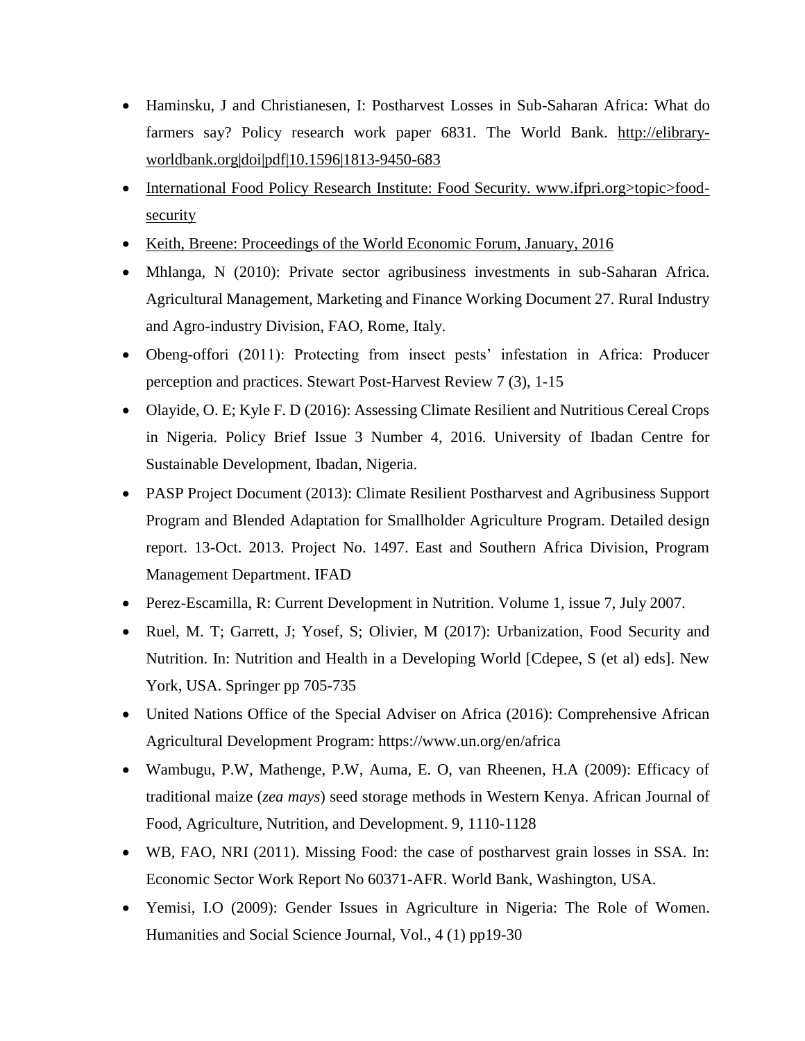- Haminsku, J and Christianesen, I: Postharvest Losses in Sub-Saharan Africa: What do farmers say? Policy research work paper 6831. The World Bank. http://elibrary-worldbank.org|doi|pdf|10.1596|1813-9450-683
- International Food Policy Research Institute: Food Security. www.ifpri.org>topic>food-security
- Keith, Breene: Proceedings of the World Economic Forum, January, 2016
- Mhlanga, N (2010): Private sector agribusiness investments in sub-Saharan Africa. Agricultural Management, Marketing and Finance Working Document 27. Rural Industry and Agro-industry Division, FAO, Rome, Italy.
- Obeng-offori (2011): Protecting from insect pests' infestation in Africa: Producer perception and practices. Stewart Post-Harvest Review 7 (3), 1-15
- Olayide, O. E; Kyle F. D (2016): Assessing Climate Resilient and Nutritious Cereal Crops in Nigeria. Policy Brief Issue 3 Number 4, 2016. University of Ibadan Centre for Sustainable Development, Ibadan, Nigeria.
- PASP Project Document (2013): Climate Resilient Postharvest and Agribusiness Support Program and Blended Adaptation for Smallholder Agriculture Program. Detailed design report. 13-Oct. 2013. Project No. 1497. East and Southern Africa Division, Program Management Department. IFAD
- Perez-Escamilla, R: Current Development in Nutrition. Volume 1, issue 7, July 2007.
- Ruel, M. T; Garrett, J; Yosef, S; Olivier, M (2017): Urbanization, Food Security and Nutrition. In: Nutrition and Health in a Developing World [Cdepee, S (et al) eds]. New York, USA. Springer pp 705-735
- United Nations Office of the Special Adviser on Africa (2016): Comprehensive African Agricultural Development Program: https://www.un.org/en/africa
- Wambugu, P.W, Mathenge, P.W, Auma, E. O, van Rheenen, H.A (2009): Efficacy of traditional maize (*zea mays*) seed storage methods in Western Kenya. African Journal of Food, Agriculture, Nutrition, and Development. 9, 1110-1128
- WB, FAO, NRI (2011). Missing Food: the case of postharvest grain losses in SSA. In: Economic Sector Work Report No 60371-AFR. World Bank, Washington, USA.
- Yemisi, I.O (2009): Gender Issues in Agriculture in Nigeria: The Role of Women. Humanities and Social Science Journal, Vol., 4 (1) pp19-30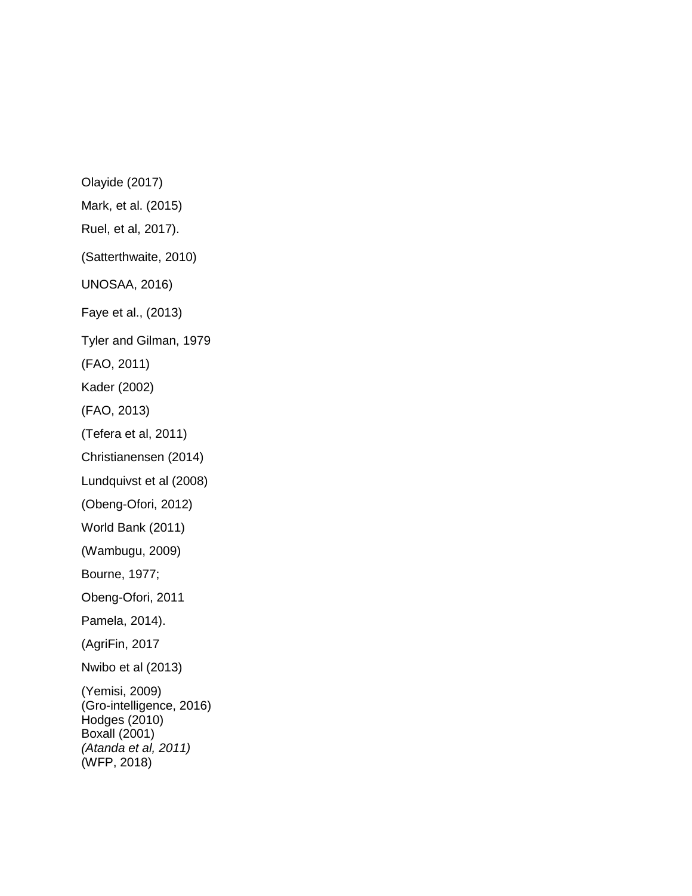Olayide (2017)

Mark, et al. (2015)

Ruel, et al, 2017).

(Satterthwaite, 2010)

UNOSAA, 2016)

Faye et al., (2013)

Tyler and Gilman, 1979

(FAO, 2011)

Kader (2002)

(FAO, 2013)

(Tefera et al, 2011)

Christianensen (2014)

Lundquivst et al (2008)

(Obeng-Ofori, 2012)

World Bank (2011)

(Wambugu, 2009)

Bourne, 1977;

Obeng-Ofori, 2011

Pamela, 2014).

(AgriFin, 2017

Nwibo et al (2013)

(Yemisi, 2009)
(Gro-intelligence, 2016)
Hodges (2010)
Boxall (2001)
*(Atanda et al, 2011)*
(WFP, 2018)